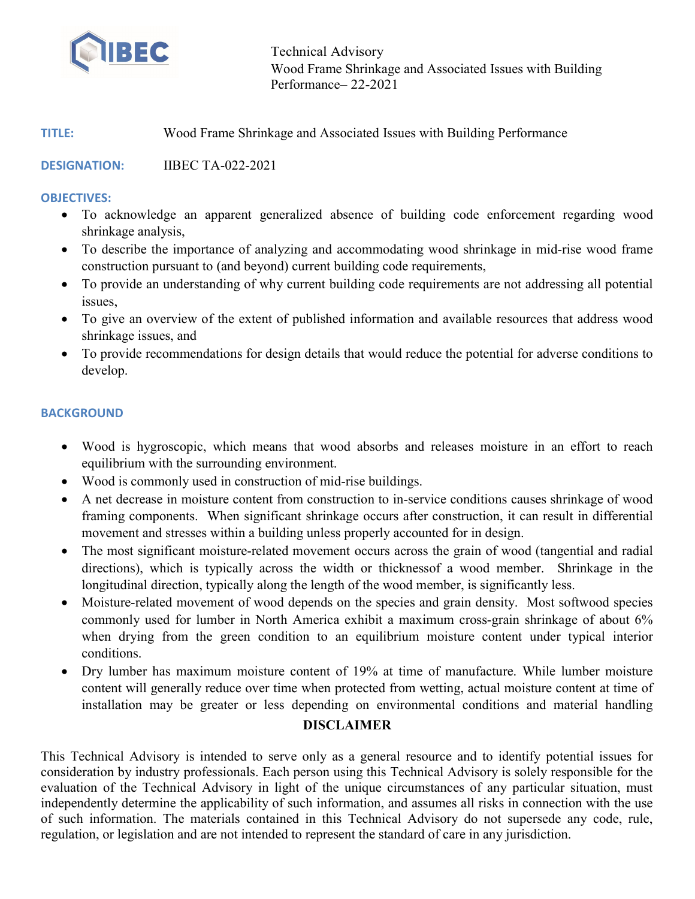Technical Advisory
Wood Frame Shrinkage and Associated Issues with Building Performance– 22-2021

**TITLE:** Wood Frame Shrinkage and Associated Issues with Building Performance

**DESIGNATION:** IIBEC TA-022-2021

**OBJECTIVES:**

- To acknowledge an apparent generalized absence of building code enforcement regarding wood shrinkage analysis,
- To describe the importance of analyzing and accommodating wood shrinkage in mid-rise wood frame construction pursuant to (and beyond) current building code requirements,
- To provide an understanding of why current building code requirements are not addressing all potential issues,
- To give an overview of the extent of published information and available resources that address wood shrinkage issues, and
- To provide recommendations for design details that would reduce the potential for adverse conditions to develop.

## BACKGROUND

- Wood is hygroscopic, which means that wood absorbs and releases moisture in an effort to reach equilibrium with the surrounding environment.
- Wood is commonly used in construction of mid-rise buildings.
- A net decrease in moisture content from construction to in-service conditions causes shrinkage of wood framing components. When significant shrinkage occurs after construction, it can result in differential movement and stresses within a building unless properly accounted for in design.
- The most significant moisture-related movement occurs across the grain of wood (tangential and radial directions), which is typically across the width or thicknessof a wood member. Shrinkage in the longitudinal direction, typically along the length of the wood member, is significantly less.
- Moisture-related movement of wood depends on the species and grain density. Most softwood species commonly used for lumber in North America exhibit a maximum cross-grain shrinkage of about 6% when drying from the green condition to an equilibrium moisture content under typical interior conditions.
- Dry lumber has maximum moisture content of 19% at time of manufacture. While lumber moisture content will generally reduce over time when protected from wetting, actual moisture content at time of installation may be greater or less depending on environmental conditions and material handling

**DISCLAIMER**

This Technical Advisory is intended to serve only as a general resource and to identify potential issues for consideration by industry professionals. Each person using this Technical Advisory is solely responsible for the evaluation of the Technical Advisory in light of the unique circumstances of any particular situation, must independently determine the applicability of such information, and assumes all risks in connection with the use of such information. The materials contained in this Technical Advisory do not supersede any code, rule, regulation, or legislation and are not intended to represent the standard of care in any jurisdiction.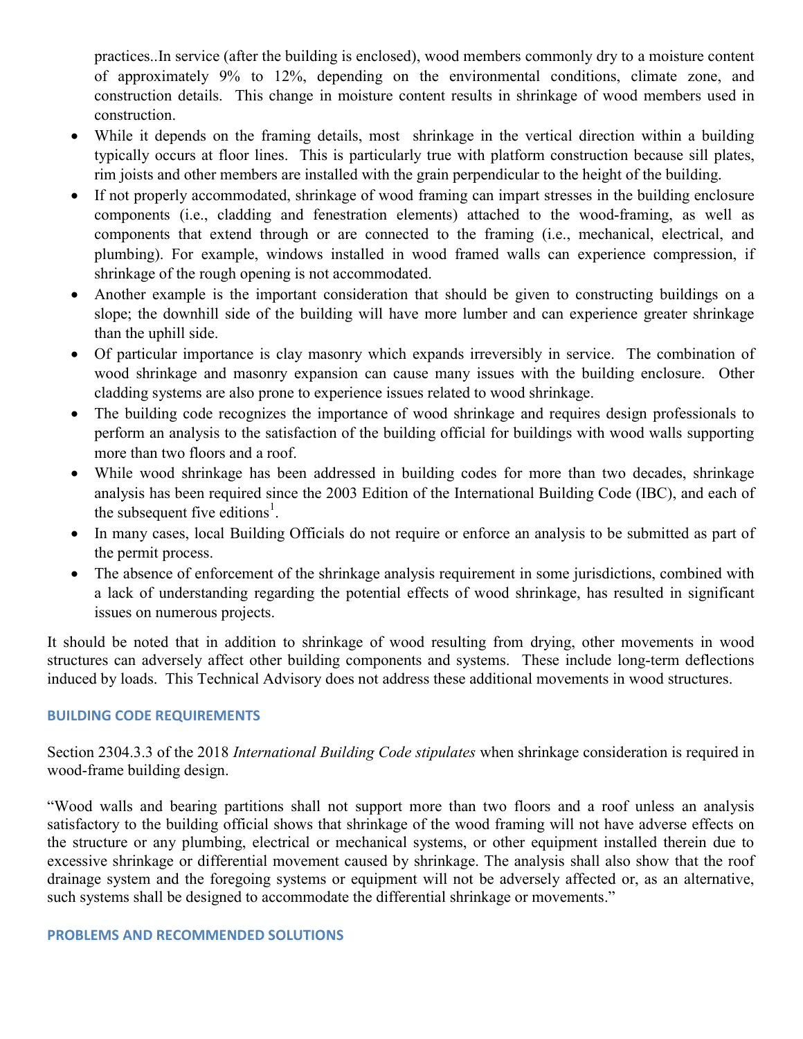practices..In service (after the building is enclosed), wood members commonly dry to a moisture content of approximately 9% to 12%, depending on the environmental conditions, climate zone, and construction details. This change in moisture content results in shrinkage of wood members used in construction.

- While it depends on the framing details, most shrinkage in the vertical direction within a building typically occurs at floor lines. This is particularly true with platform construction because sill plates, rim joists and other members are installed with the grain perpendicular to the height of the building.
- If not properly accommodated, shrinkage of wood framing can impart stresses in the building enclosure components (i.e., cladding and fenestration elements) attached to the wood-framing, as well as components that extend through or are connected to the framing (i.e., mechanical, electrical, and plumbing). For example, windows installed in wood framed walls can experience compression, if shrinkage of the rough opening is not accommodated.
- Another example is the important consideration that should be given to constructing buildings on a slope; the downhill side of the building will have more lumber and can experience greater shrinkage than the uphill side.
- Of particular importance is clay masonry which expands irreversibly in service. The combination of wood shrinkage and masonry expansion can cause many issues with the building enclosure. Other cladding systems are also prone to experience issues related to wood shrinkage.
- The building code recognizes the importance of wood shrinkage and requires design professionals to perform an analysis to the satisfaction of the building official for buildings with wood walls supporting more than two floors and a roof.
- While wood shrinkage has been addressed in building codes for more than two decades, shrinkage analysis has been required since the 2003 Edition of the International Building Code (IBC), and each of the subsequent five editions[1].
- In many cases, local Building Officials do not require or enforce an analysis to be submitted as part of the permit process.
- The absence of enforcement of the shrinkage analysis requirement in some jurisdictions, combined with a lack of understanding regarding the potential effects of wood shrinkage, has resulted in significant issues on numerous projects.

It should be noted that in addition to shrinkage of wood resulting from drying, other movements in wood structures can adversely affect other building components and systems. These include long-term deflections induced by loads. This Technical Advisory does not address these additional movements in wood structures.

## BUILDING CODE REQUIREMENTS

Section 2304.3.3 of the 2018 *International Building Code stipulates* when shrinkage consideration is required in wood-frame building design.

"Wood walls and bearing partitions shall not support more than two floors and a roof unless an analysis satisfactory to the building official shows that shrinkage of the wood framing will not have adverse effects on the structure or any plumbing, electrical or mechanical systems, or other equipment installed therein due to excessive shrinkage or differential movement caused by shrinkage. The analysis shall also show that the roof drainage system and the foregoing systems or equipment will not be adversely affected or, as an alternative, such systems shall be designed to accommodate the differential shrinkage or movements."

## PROBLEMS AND RECOMMENDED SOLUTIONS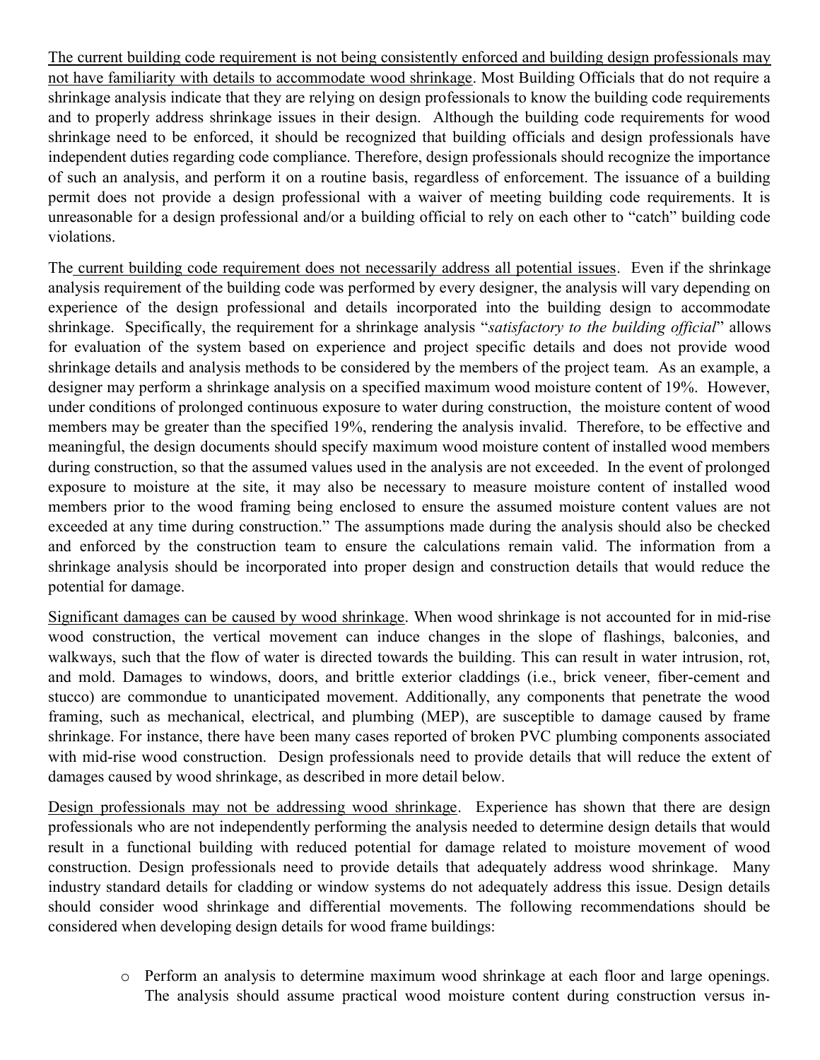The current building code requirement is not being consistently enforced and building design professionals may not have familiarity with details to accommodate wood shrinkage. Most Building Officials that do not require a shrinkage analysis indicate that they are relying on design professionals to know the building code requirements and to properly address shrinkage issues in their design. Although the building code requirements for wood shrinkage need to be enforced, it should be recognized that building officials and design professionals have independent duties regarding code compliance. Therefore, design professionals should recognize the importance of such an analysis, and perform it on a routine basis, regardless of enforcement. The issuance of a building permit does not provide a design professional with a waiver of meeting building code requirements. It is unreasonable for a design professional and/or a building official to rely on each other to "catch" building code violations.

The current building code requirement does not necessarily address all potential issues. Even if the shrinkage analysis requirement of the building code was performed by every designer, the analysis will vary depending on experience of the design professional and details incorporated into the building design to accommodate shrinkage. Specifically, the requirement for a shrinkage analysis "*satisfactory to the building official*" allows for evaluation of the system based on experience and project specific details and does not provide wood shrinkage details and analysis methods to be considered by the members of the project team. As an example, a designer may perform a shrinkage analysis on a specified maximum wood moisture content of 19%. However, under conditions of prolonged continuous exposure to water during construction, the moisture content of wood members may be greater than the specified 19%, rendering the analysis invalid. Therefore, to be effective and meaningful, the design documents should specify maximum wood moisture content of installed wood members during construction, so that the assumed values used in the analysis are not exceeded. In the event of prolonged exposure to moisture at the site, it may also be necessary to measure moisture content of installed wood members prior to the wood framing being enclosed to ensure the assumed moisture content values are not exceeded at any time during construction." The assumptions made during the analysis should also be checked and enforced by the construction team to ensure the calculations remain valid. The information from a shrinkage analysis should be incorporated into proper design and construction details that would reduce the potential for damage.

Significant damages can be caused by wood shrinkage. When wood shrinkage is not accounted for in mid-rise wood construction, the vertical movement can induce changes in the slope of flashings, balconies, and walkways, such that the flow of water is directed towards the building. This can result in water intrusion, rot, and mold. Damages to windows, doors, and brittle exterior claddings (i.e., brick veneer, fiber-cement and stucco) are commondue to unanticipated movement. Additionally, any components that penetrate the wood framing, such as mechanical, electrical, and plumbing (MEP), are susceptible to damage caused by frame shrinkage. For instance, there have been many cases reported of broken PVC plumbing components associated with mid-rise wood construction. Design professionals need to provide details that will reduce the extent of damages caused by wood shrinkage, as described in more detail below.

Design professionals may not be addressing wood shrinkage. Experience has shown that there are design professionals who are not independently performing the analysis needed to determine design details that would result in a functional building with reduced potential for damage related to moisture movement of wood construction. Design professionals need to provide details that adequately address wood shrinkage. Many industry standard details for cladding or window systems do not adequately address this issue. Design details should consider wood shrinkage and differential movements. The following recommendations should be considered when developing design details for wood frame buildings:

- Perform an analysis to determine maximum wood shrinkage at each floor and large openings. The analysis should assume practical wood moisture content during construction versus in-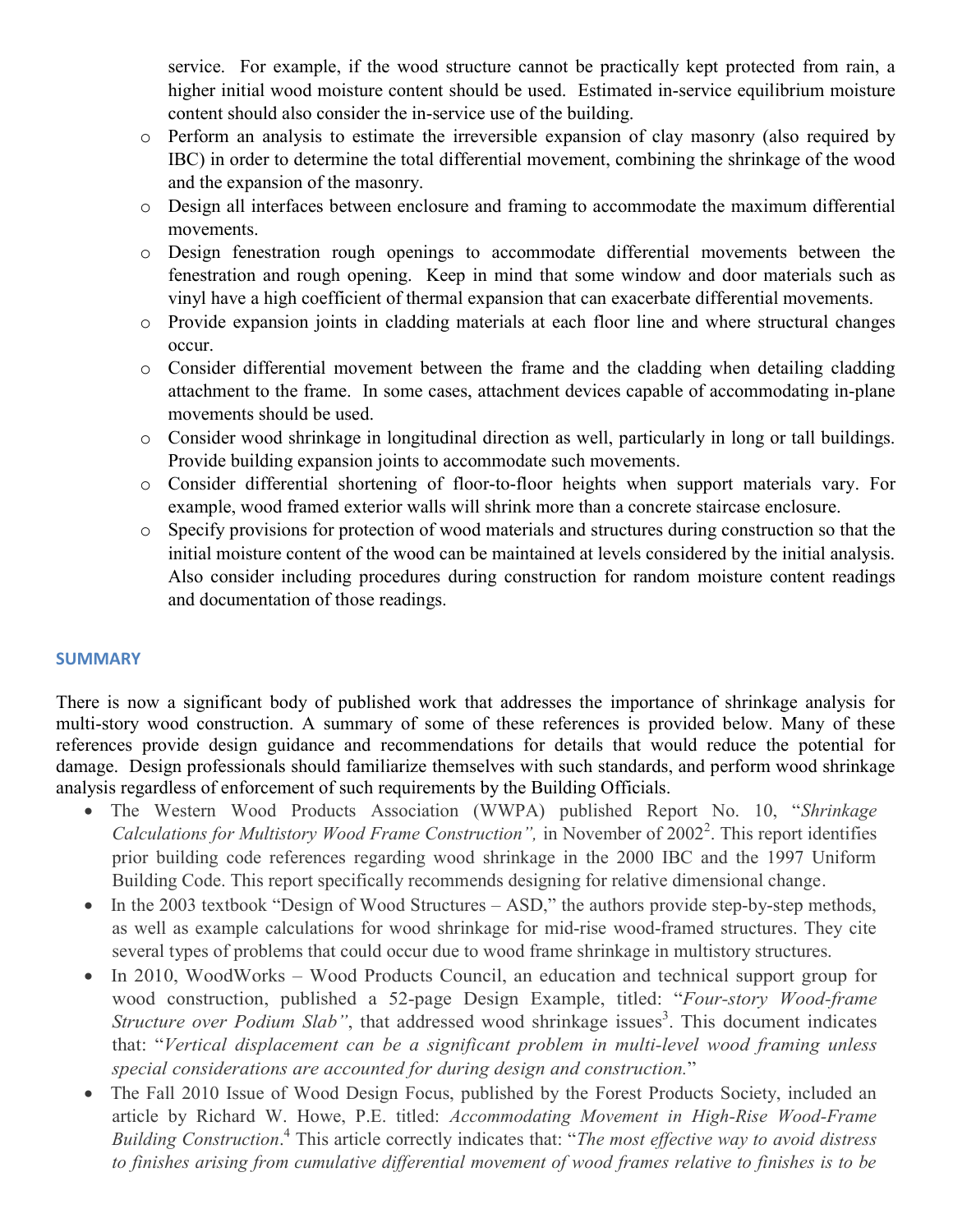service. For example, if the wood structure cannot be practically kept protected from rain, a higher initial wood moisture content should be used. Estimated in-service equilibrium moisture content should also consider the in-service use of the building.

  - Perform an analysis to estimate the irreversible expansion of clay masonry (also required by IBC) in order to determine the total differential movement, combining the shrinkage of the wood and the expansion of the masonry.
  - Design all interfaces between enclosure and framing to accommodate the maximum differential movements.
  - Design fenestration rough openings to accommodate differential movements between the fenestration and rough opening. Keep in mind that some window and door materials such as vinyl have a high coefficient of thermal expansion that can exacerbate differential movements.
  - Provide expansion joints in cladding materials at each floor line and where structural changes occur.
  - Consider differential movement between the frame and the cladding when detailing cladding attachment to the frame. In some cases, attachment devices capable of accommodating in-plane movements should be used.
  - Consider wood shrinkage in longitudinal direction as well, particularly in long or tall buildings. Provide building expansion joints to accommodate such movements.
  - Consider differential shortening of floor-to-floor heights when support materials vary. For example, wood framed exterior walls will shrink more than a concrete staircase enclosure.
  - Specify provisions for protection of wood materials and structures during construction so that the initial moisture content of the wood can be maintained at levels considered by the initial analysis. Also consider including procedures during construction for random moisture content readings and documentation of those readings.

## SUMMARY

There is now a significant body of published work that addresses the importance of shrinkage analysis for multi-story wood construction. A summary of some of these references is provided below. Many of these references provide design guidance and recommendations for details that would reduce the potential for damage. Design professionals should familiarize themselves with such standards, and perform wood shrinkage analysis regardless of enforcement of such requirements by the Building Officials.

- The Western Wood Products Association (WWPA) published Report No. 10, "*Shrinkage Calculations for Multistory Wood Frame Construction",* in November of 2002[2]. This report identifies prior building code references regarding wood shrinkage in the 2000 IBC and the 1997 Uniform Building Code. This report specifically recommends designing for relative dimensional change.
- In the 2003 textbook "Design of Wood Structures – ASD," the authors provide step-by-step methods, as well as example calculations for wood shrinkage for mid-rise wood-framed structures. They cite several types of problems that could occur due to wood frame shrinkage in multistory structures.
- In 2010, WoodWorks – Wood Products Council, an education and technical support group for wood construction, published a 52-page Design Example, titled: "*Four-story Wood-frame Structure over Podium Slab"*, that addressed wood shrinkage issues[3]. This document indicates that: "*Vertical displacement can be a significant problem in multi-level wood framing unless special considerations are accounted for during design and construction.*"
- The Fall 2010 Issue of Wood Design Focus, published by the Forest Products Society, included an article by Richard W. Howe, P.E. titled: *Accommodating Movement in High-Rise Wood-Frame Building Construction*.[4] This article correctly indicates that: "*The most effective way to avoid distress to finishes arising from cumulative differential movement of wood frames relative to finishes is to be*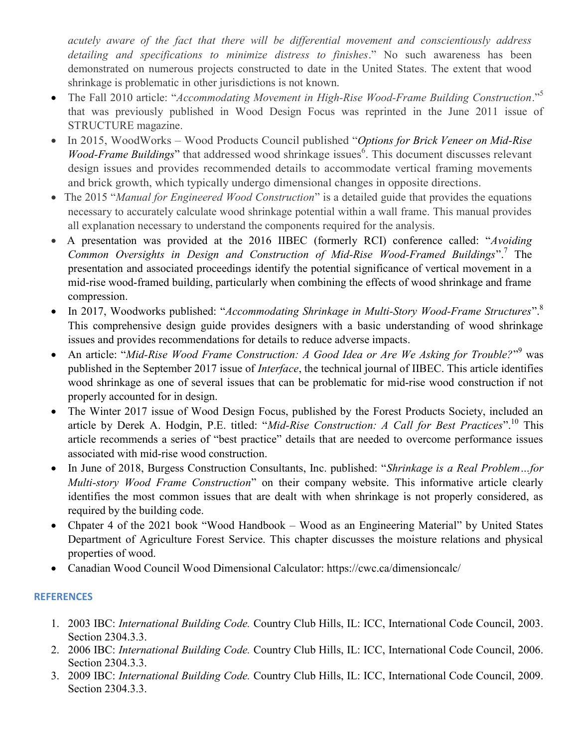*acutely aware of the fact that there will be differential movement and conscientiously address detailing and specifications to minimize distress to finishes*." No such awareness has been demonstrated on numerous projects constructed to date in the United States. The extent that wood shrinkage is problematic in other jurisdictions is not known.

- The Fall 2010 article: "*Accommodating Movement in High-Rise Wood-Frame Building Construction*."[5] that was previously published in Wood Design Focus was reprinted in the June 2011 issue of STRUCTURE magazine.
- In 2015, WoodWorks – Wood Products Council published "*Options for Brick Veneer on Mid-Rise Wood-Frame Buildings*" that addressed wood shrinkage issues[6]. This document discusses relevant design issues and provides recommended details to accommodate vertical framing movements and brick growth, which typically undergo dimensional changes in opposite directions.
- The 2015 "*Manual for Engineered Wood Construction*" is a detailed guide that provides the equations necessary to accurately calculate wood shrinkage potential within a wall frame. This manual provides all explanation necessary to understand the components required for the analysis.
- A presentation was provided at the 2016 IIBEC (formerly RCI) conference called: "*Avoiding Common Oversights in Design and Construction of Mid-Rise Wood-Framed Buildings*".[7] The presentation and associated proceedings identify the potential significance of vertical movement in a mid-rise wood-framed building, particularly when combining the effects of wood shrinkage and frame compression.
- In 2017, Woodworks published: "*Accommodating Shrinkage in Multi-Story Wood-Frame Structures*".[8] This comprehensive design guide provides designers with a basic understanding of wood shrinkage issues and provides recommendations for details to reduce adverse impacts.
- An article: "*Mid-Rise Wood Frame Construction: A Good Idea or Are We Asking for Trouble?*"[9] was published in the September 2017 issue of *Interface*, the technical journal of IIBEC. This article identifies wood shrinkage as one of several issues that can be problematic for mid-rise wood construction if not properly accounted for in design.
- The Winter 2017 issue of Wood Design Focus, published by the Forest Products Society, included an article by Derek A. Hodgin, P.E. titled: "*Mid-Rise Construction: A Call for Best Practices*".[10] This article recommends a series of "best practice" details that are needed to overcome performance issues associated with mid-rise wood construction.
- In June of 2018, Burgess Construction Consultants, Inc. published: "*Shrinkage is a Real Problem…for Multi-story Wood Frame Construction*" on their company website. This informative article clearly identifies the most common issues that are dealt with when shrinkage is not properly considered, as required by the building code.
- Chpater 4 of the 2021 book "Wood Handbook – Wood as an Engineering Material" by United States Department of Agriculture Forest Service. This chapter discusses the moisture relations and physical properties of wood.
- Canadian Wood Council Wood Dimensional Calculator: https://cwc.ca/dimensioncalc/

## REFERENCES

1. 2003 IBC: *International Building Code.* Country Club Hills, IL: ICC, International Code Council, 2003. Section 2304.3.3.
2. 2006 IBC: *International Building Code.* Country Club Hills, IL: ICC, International Code Council, 2006. Section 2304.3.3.
3. 2009 IBC: *International Building Code.* Country Club Hills, IL: ICC, International Code Council, 2009. Section 2304.3.3.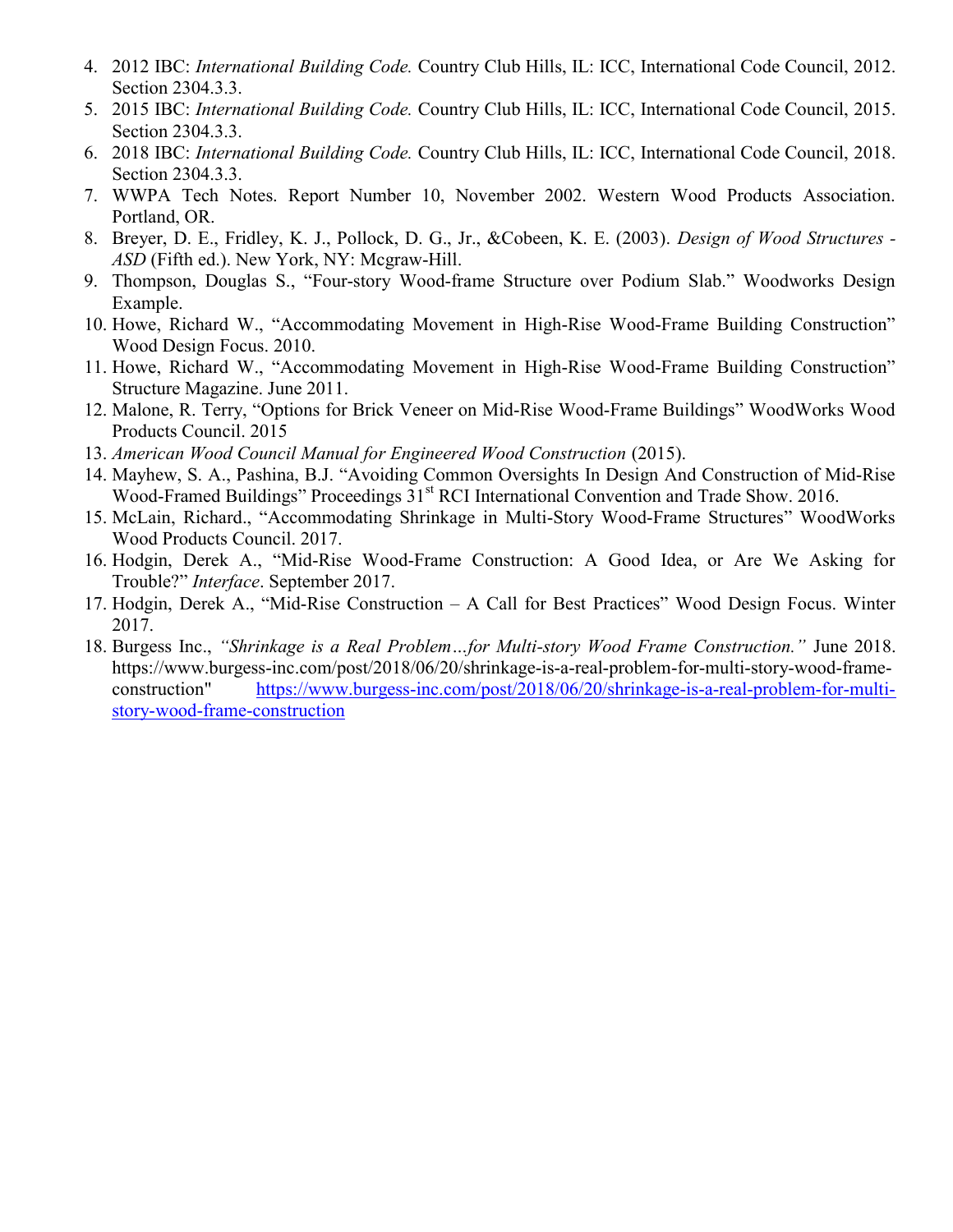4. 2012 IBC: *International Building Code.* Country Club Hills, IL: ICC, International Code Council, 2012. Section 2304.3.3.
5. 2015 IBC: *International Building Code.* Country Club Hills, IL: ICC, International Code Council, 2015. Section 2304.3.3.
6. 2018 IBC: *International Building Code.* Country Club Hills, IL: ICC, International Code Council, 2018. Section 2304.3.3.
7. WWPA Tech Notes. Report Number 10, November 2002. Western Wood Products Association. Portland, OR.
8. Breyer, D. E., Fridley, K. J., Pollock, D. G., Jr., &Cobeen, K. E. (2003). *Design of Wood Structures - ASD* (Fifth ed.). New York, NY: Mcgraw-Hill.
9. Thompson, Douglas S., "Four-story Wood-frame Structure over Podium Slab." Woodworks Design Example.
10. Howe, Richard W., "Accommodating Movement in High-Rise Wood-Frame Building Construction" Wood Design Focus. 2010.
11. Howe, Richard W., "Accommodating Movement in High-Rise Wood-Frame Building Construction" Structure Magazine. June 2011.
12. Malone, R. Terry, "Options for Brick Veneer on Mid-Rise Wood-Frame Buildings" WoodWorks Wood Products Council. 2015
13. *American Wood Council Manual for Engineered Wood Construction* (2015).
14. Mayhew, S. A., Pashina, B.J. "Avoiding Common Oversights In Design And Construction of Mid-Rise Wood-Framed Buildings" Proceedings 31st RCI International Convention and Trade Show. 2016.
15. McLain, Richard., "Accommodating Shrinkage in Multi-Story Wood-Frame Structures" WoodWorks Wood Products Council. 2017.
16. Hodgin, Derek A., "Mid-Rise Wood-Frame Construction: A Good Idea, or Are We Asking for Trouble?" *Interface*. September 2017.
17. Hodgin, Derek A., "Mid-Rise Construction – A Call for Best Practices" Wood Design Focus. Winter 2017.
18. Burgess Inc., *"Shrinkage is a Real Problem…for Multi-story Wood Frame Construction."* June 2018. https://www.burgess-inc.com/post/2018/06/20/shrinkage-is-a-real-problem-for-multi-story-wood-frame-construction" https://www.burgess-inc.com/post/2018/06/20/shrinkage-is-a-real-problem-for-multi-story-wood-frame-construction